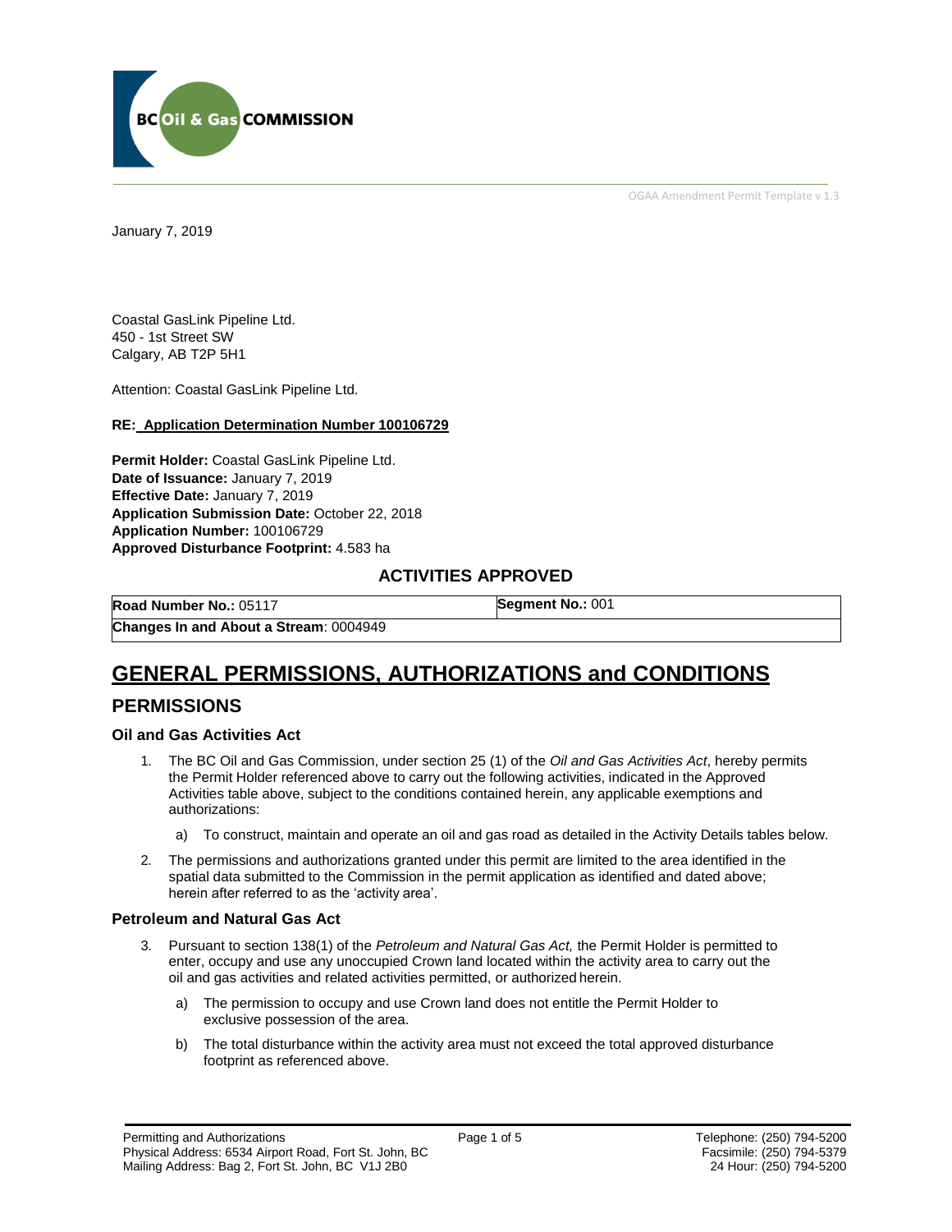BC Oil & Gas COMMISSION

OGAA Amendment Permit Template v 1.3

January 7, 2019

Coastal GasLink Pipeline Ltd.
450 - 1st Street SW
Calgary, AB T2P 5H1

Attention: Coastal GasLink Pipeline Ltd.

**RE: Application Determination Number 100106729**

**Permit Holder:** Coastal GasLink Pipeline Ltd.
**Date of Issuance:** January 7, 2019
**Effective Date:** January 7, 2019
**Application Submission Date:** October 22, 2018
**Application Number:** 100106729
**Approved Disturbance Footprint:** 4.583 ha

## ACTIVITIES APPROVED

| **Road Number No.:** 05117 | **Segment No.:** 001 |
|---|---|
| **Changes In and About a Stream**: 0004949 | |

# GENERAL PERMISSIONS, AUTHORIZATIONS and CONDITIONS

## PERMISSIONS

### Oil and Gas Activities Act

1. The BC Oil and Gas Commission, under section 25 (1) of the *Oil and Gas Activities Act*, hereby permits the Permit Holder referenced above to carry out the following activities, indicated in the Approved Activities table above, subject to the conditions contained herein, any applicable exemptions and authorizations:
   a) To construct, maintain and operate an oil and gas road as detailed in the Activity Details tables below.
2. The permissions and authorizations granted under this permit are limited to the area identified in the spatial data submitted to the Commission in the permit application as identified and dated above; herein after referred to as the 'activity area'.

### Petroleum and Natural Gas Act

3. Pursuant to section 138(1) of the *Petroleum and Natural Gas Act,* the Permit Holder is permitted to enter, occupy and use any unoccupied Crown land located within the activity area to carry out the oil and gas activities and related activities permitted, or authorized herein.
   a) The permission to occupy and use Crown land does not entitle the Permit Holder to exclusive possession of the area.
   b) The total disturbance within the activity area must not exceed the total approved disturbance footprint as referenced above.

Permitting and Authorizations
Physical Address: 6534 Airport Road, Fort St. John, BC
Mailing Address: Bag 2, Fort St. John, BC V1J 2B0

Telephone: (250) 794-5200
Facsimile: (250) 794-5379
24 Hour: (250) 794-5200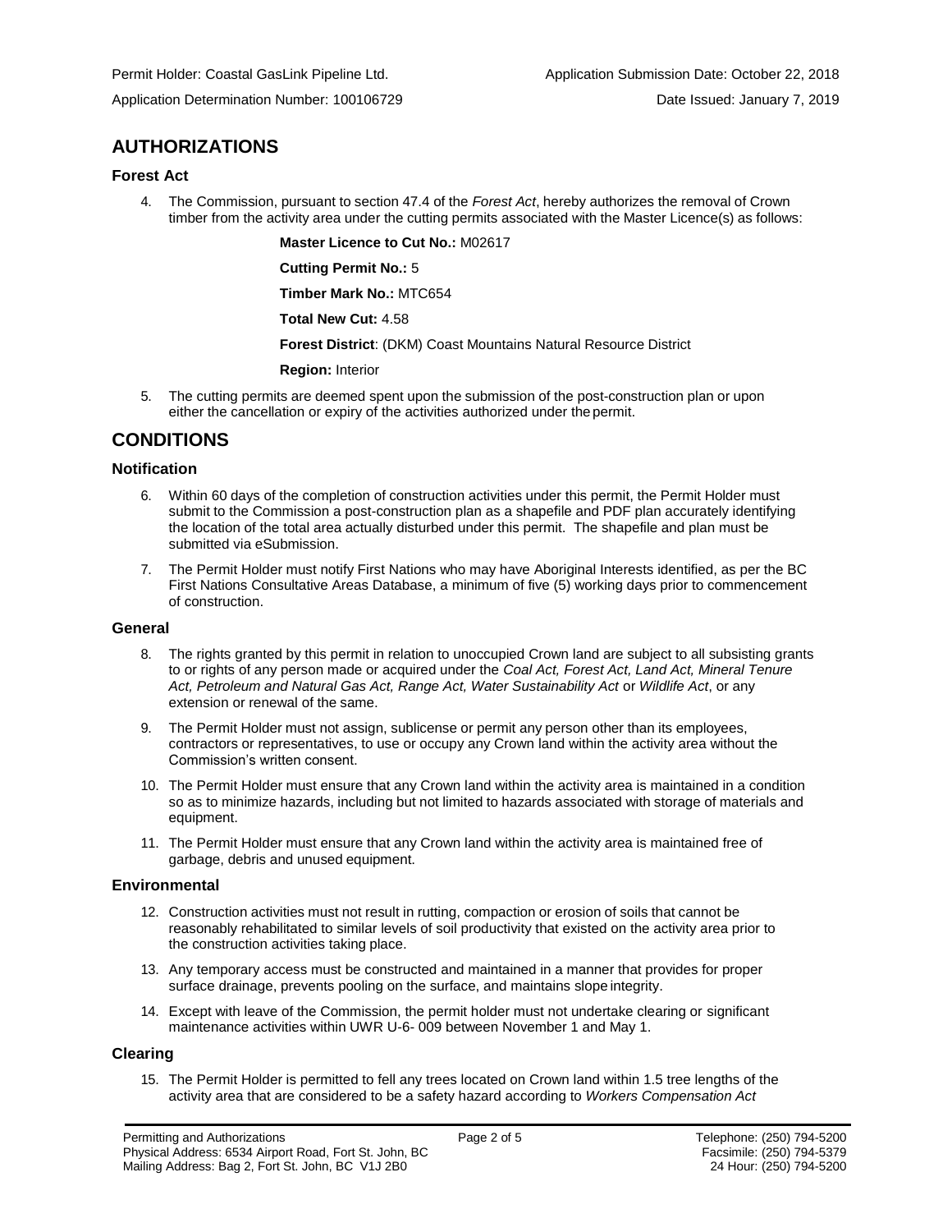## AUTHORIZATIONS

### Forest Act

4. The Commission, pursuant to section 47.4 of the *Forest Act*, hereby authorizes the removal of Crown timber from the activity area under the cutting permits associated with the Master Licence(s) as follows:

   **Master Licence to Cut No.:** M02617

   **Cutting Permit No.:** 5

   **Timber Mark No.:** MTC654

   **Total New Cut:** 4.58

   **Forest District**: (DKM) Coast Mountains Natural Resource District

   **Region:** Interior

5. The cutting permits are deemed spent upon the submission of the post-construction plan or upon either the cancellation or expiry of the activities authorized under the permit.

## CONDITIONS

### Notification

6. Within 60 days of the completion of construction activities under this permit, the Permit Holder must submit to the Commission a post-construction plan as a shapefile and PDF plan accurately identifying the location of the total area actually disturbed under this permit. The shapefile and plan must be submitted via eSubmission.

7. The Permit Holder must notify First Nations who may have Aboriginal Interests identified, as per the BC First Nations Consultative Areas Database, a minimum of five (5) working days prior to commencement of construction.

### General

8. The rights granted by this permit in relation to unoccupied Crown land are subject to all subsisting grants to or rights of any person made or acquired under the *Coal Act, Forest Act, Land Act, Mineral Tenure Act, Petroleum and Natural Gas Act, Range Act, Water Sustainability Act* or *Wildlife Act*, or any extension or renewal of the same.

9. The Permit Holder must not assign, sublicense or permit any person other than its employees, contractors or representatives, to use or occupy any Crown land within the activity area without the Commission's written consent.

10. The Permit Holder must ensure that any Crown land within the activity area is maintained in a condition so as to minimize hazards, including but not limited to hazards associated with storage of materials and equipment.

11. The Permit Holder must ensure that any Crown land within the activity area is maintained free of garbage, debris and unused equipment.

### Environmental

12. Construction activities must not result in rutting, compaction or erosion of soils that cannot be reasonably rehabilitated to similar levels of soil productivity that existed on the activity area prior to the construction activities taking place.

13. Any temporary access must be constructed and maintained in a manner that provides for proper surface drainage, prevents pooling on the surface, and maintains slope integrity.

14. Except with leave of the Commission, the permit holder must not undertake clearing or significant maintenance activities within UWR U-6- 009 between November 1 and May 1.

### Clearing

15. The Permit Holder is permitted to fell any trees located on Crown land within 1.5 tree lengths of the activity area that are considered to be a safety hazard according to *Workers Compensation Act*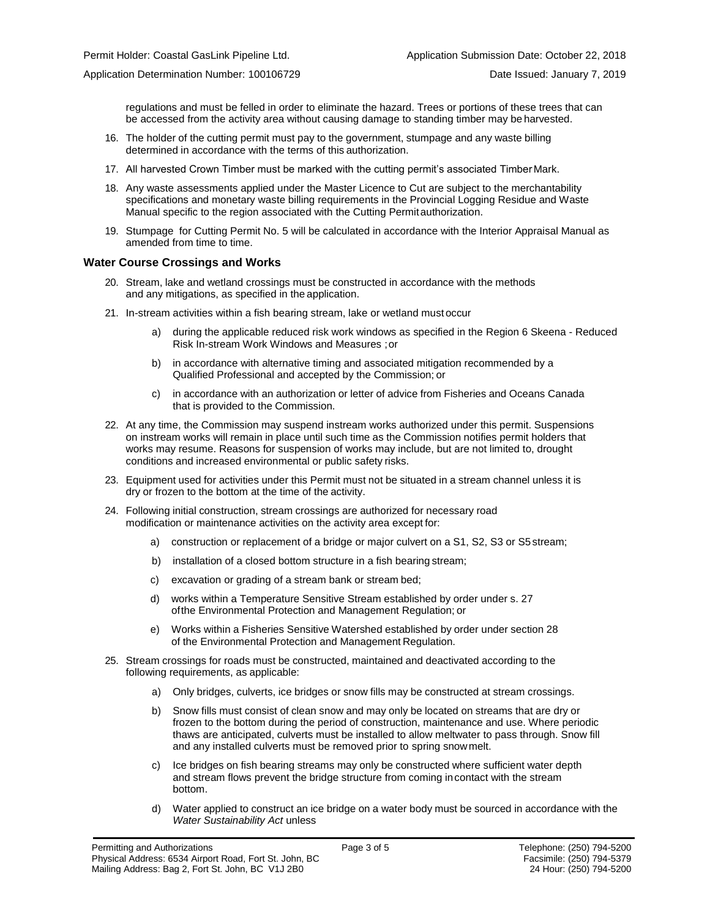regulations and must be felled in order to eliminate the hazard. Trees or portions of these trees that can be accessed from the activity area without causing damage to standing timber may be harvested.

16. The holder of the cutting permit must pay to the government, stumpage and any waste billing determined in accordance with the terms of this authorization.
17. All harvested Crown Timber must be marked with the cutting permit's associated Timber Mark.
18. Any waste assessments applied under the Master Licence to Cut are subject to the merchantability specifications and monetary waste billing requirements in the Provincial Logging Residue and Waste Manual specific to the region associated with the Cutting Permit authorization.
19. Stumpage for Cutting Permit No. 5 will be calculated in accordance with the Interior Appraisal Manual as amended from time to time.

### Water Course Crossings and Works

20. Stream, lake and wetland crossings must be constructed in accordance with the methods and any mitigations, as specified in the application.
21. In-stream activities within a fish bearing stream, lake or wetland must occur
    a) during the applicable reduced risk work windows as specified in the Region 6 Skeena - Reduced Risk In-stream Work Windows and Measures ; or
    b) in accordance with alternative timing and associated mitigation recommended by a Qualified Professional and accepted by the Commission; or
    c) in accordance with an authorization or letter of advice from Fisheries and Oceans Canada that is provided to the Commission.
22. At any time, the Commission may suspend instream works authorized under this permit. Suspensions on instream works will remain in place until such time as the Commission notifies permit holders that works may resume. Reasons for suspension of works may include, but are not limited to, drought conditions and increased environmental or public safety risks.
23. Equipment used for activities under this Permit must not be situated in a stream channel unless it is dry or frozen to the bottom at the time of the activity.
24. Following initial construction, stream crossings are authorized for necessary road modification or maintenance activities on the activity area except for:
    a) construction or replacement of a bridge or major culvert on a S1, S2, S3 or S5 stream;
    b) installation of a closed bottom structure in a fish bearing stream;
    c) excavation or grading of a stream bank or stream bed;
    d) works within a Temperature Sensitive Stream established by order under s. 27 of the Environmental Protection and Management Regulation; or
    e) Works within a Fisheries Sensitive Watershed established by order under section 28 of the Environmental Protection and Management Regulation.
25. Stream crossings for roads must be constructed, maintained and deactivated according to the following requirements, as applicable:
    a) Only bridges, culverts, ice bridges or snow fills may be constructed at stream crossings.
    b) Snow fills must consist of clean snow and may only be located on streams that are dry or frozen to the bottom during the period of construction, maintenance and use. Where periodic thaws are anticipated, culverts must be installed to allow meltwater to pass through. Snow fill and any installed culverts must be removed prior to spring snowmelt.
    c) Ice bridges on fish bearing streams may only be constructed where sufficient water depth and stream flows prevent the bridge structure from coming in contact with the stream bottom.
    d) Water applied to construct an ice bridge on a water body must be sourced in accordance with the *Water Sustainability Act* unless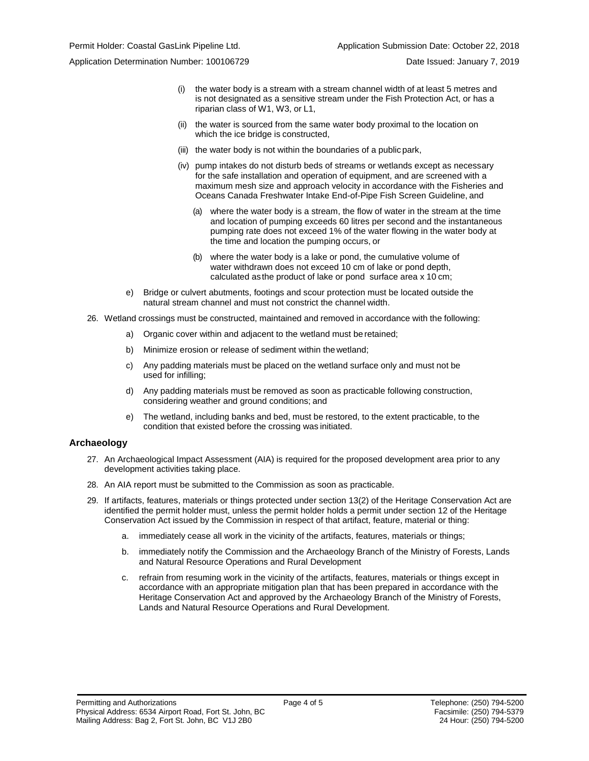(i) the water body is a stream with a stream channel width of at least 5 metres and is not designated as a sensitive stream under the Fish Protection Act, or has a riparian class of W1, W3, or L1,

(ii) the water is sourced from the same water body proximal to the location on which the ice bridge is constructed,

(iii) the water body is not within the boundaries of a public park,

(iv) pump intakes do not disturb beds of streams or wetlands except as necessary for the safe installation and operation of equipment, and are screened with a maximum mesh size and approach velocity in accordance with the Fisheries and Oceans Canada Freshwater Intake End-of-Pipe Fish Screen Guideline, and

(a) where the water body is a stream, the flow of water in the stream at the time and location of pumping exceeds 60 litres per second and the instantaneous pumping rate does not exceed 1% of the water flowing in the water body at the time and location the pumping occurs, or

(b) where the water body is a lake or pond, the cumulative volume of water withdrawn does not exceed 10 cm of lake or pond depth, calculated as the product of lake or pond surface area x 10 cm;

e) Bridge or culvert abutments, footings and scour protection must be located outside the natural stream channel and must not constrict the channel width.

26. Wetland crossings must be constructed, maintained and removed in accordance with the following:

a) Organic cover within and adjacent to the wetland must be retained;

b) Minimize erosion or release of sediment within the wetland;

c) Any padding materials must be placed on the wetland surface only and must not be used for infilling;

d) Any padding materials must be removed as soon as practicable following construction, considering weather and ground conditions; and

e) The wetland, including banks and bed, must be restored, to the extent practicable, to the condition that existed before the crossing was initiated.

## Archaeology

27. An Archaeological Impact Assessment (AIA) is required for the proposed development area prior to any development activities taking place.

28. An AIA report must be submitted to the Commission as soon as practicable.

29. If artifacts, features, materials or things protected under section 13(2) of the Heritage Conservation Act are identified the permit holder must, unless the permit holder holds a permit under section 12 of the Heritage Conservation Act issued by the Commission in respect of that artifact, feature, material or thing:

a. immediately cease all work in the vicinity of the artifacts, features, materials or things;

b. immediately notify the Commission and the Archaeology Branch of the Ministry of Forests, Lands and Natural Resource Operations and Rural Development

c. refrain from resuming work in the vicinity of the artifacts, features, materials or things except in accordance with an appropriate mitigation plan that has been prepared in accordance with the Heritage Conservation Act and approved by the Archaeology Branch of the Ministry of Forests, Lands and Natural Resource Operations and Rural Development.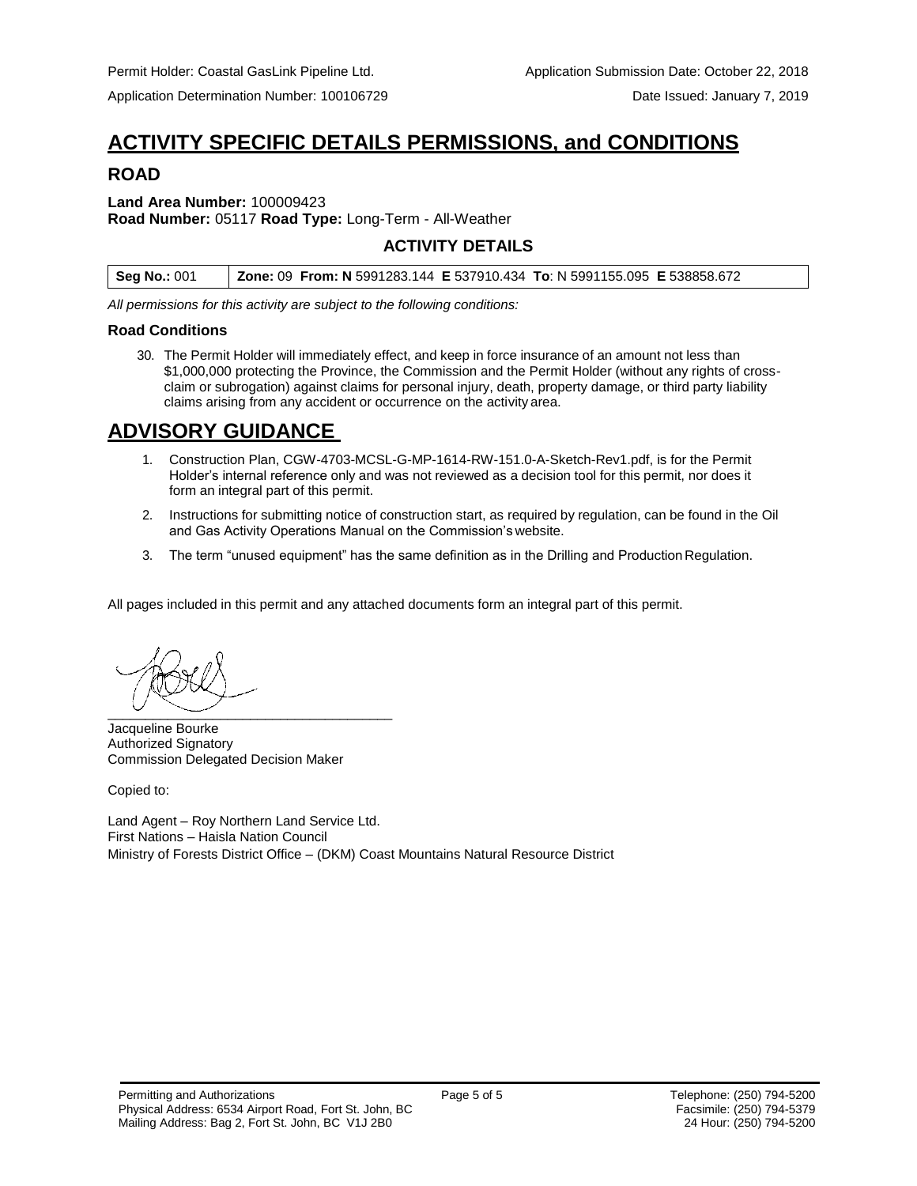Permit Holder: Coastal GasLink Pipeline Ltd.

Application Submission Date: October 22, 2018

Application Determination Number: 100106729

Date Issued: January 7, 2019

# ACTIVITY SPECIFIC DETAILS PERMISSIONS, and CONDITIONS

## ROAD

**Land Area Number:** 100009423
**Road Number:** 05117 **Road Type:** Long-Term - All-Weather

### ACTIVITY DETAILS

| | |
|---|---|
| **Seg No.:** 001 | **Zone:** 09 **From: N** 5991283.144 **E** 537910.434 **To**: N 5991155.095 **E** 538858.672 |

*All permissions for this activity are subject to the following conditions:*

#### Road Conditions

30. The Permit Holder will immediately effect, and keep in force insurance of an amount not less than $1,000,000 protecting the Province, the Commission and the Permit Holder (without any rights of cross-claim or subrogation) against claims for personal injury, death, property damage, or third party liability claims arising from any accident or occurrence on the activity area.

# ADVISORY GUIDANCE

1. Construction Plan, CGW-4703-MCSL-G-MP-1614-RW-151.0-A-Sketch-Rev1.pdf, is for the Permit Holder's internal reference only and was not reviewed as a decision tool for this permit, nor does it form an integral part of this permit.
2. Instructions for submitting notice of construction start, as required by regulation, can be found in the Oil and Gas Activity Operations Manual on the Commission's website.
3. The term "unused equipment" has the same definition as in the Drilling and Production Regulation.

All pages included in this permit and any attached documents form an integral part of this permit.

\_\_\_\_\_\_\_\_\_\_\_\_\_\_\_\_\_\_\_\_\_\_\_\_\_\_\_\_\_\_\_\_\_\_\_\_

Jacqueline Bourke
Authorized Signatory
Commission Delegated Decision Maker

Copied to:

Land Agent – Roy Northern Land Service Ltd.
First Nations – Haisla Nation Council
Ministry of Forests District Office – (DKM) Coast Mountains Natural Resource District